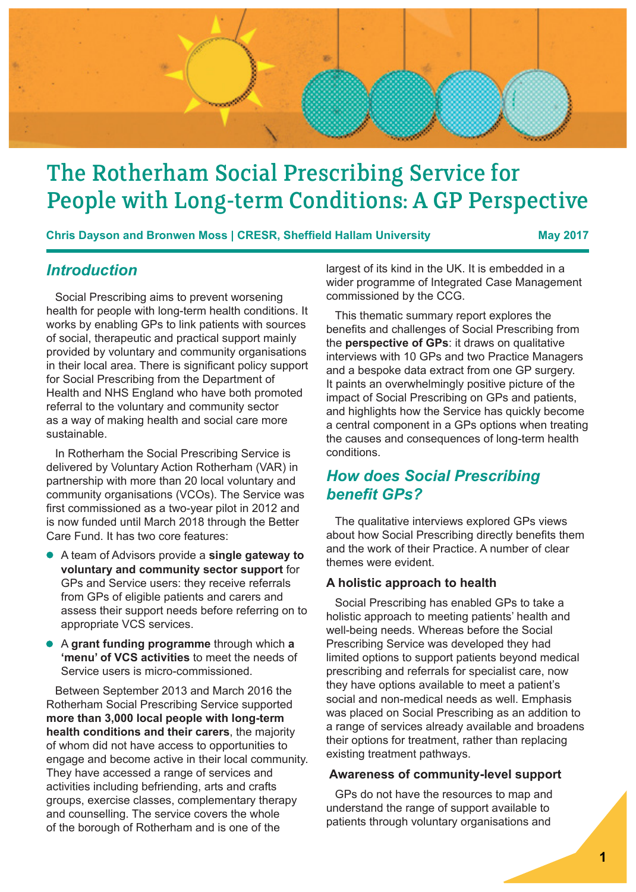# The Rotherham Social Prescribing Service for People with Long-term Conditions: A GP Perspective

**Chris Dayson and Bronwen Moss | CRESR, Sheffield Hallam University** **May 2017**

## *Introduction*

Social Prescribing aims to prevent worsening health for people with long-term health conditions. It works by enabling GPs to link patients with sources of social, therapeutic and practical support mainly provided by voluntary and community organisations in their local area. There is significant policy support for Social Prescribing from the Department of Health and NHS England who have both promoted referral to the voluntary and community sector as a way of making health and social care more sustainable.

In Rotherham the Social Prescribing Service is delivered by Voluntary Action Rotherham (VAR) in partnership with more than 20 local voluntary and community organisations (VCOs). The Service was first commissioned as a two-year pilot in 2012 and is now funded until March 2018 through the Better Care Fund. It has two core features:

- A team of Advisors provide a **single gateway to voluntary and community sector support** for GPs and Service users: they receive referrals from GPs of eligible patients and carers and assess their support needs before referring on to appropriate VCS services.
- A **grant funding programme** through which **a 'menu' of VCS activities** to meet the needs of Service users is micro-commissioned.

Between September 2013 and March 2016 the Rotherham Social Prescribing Service supported **more than 3,000 local people with long-term health conditions and their carers**, the majority of whom did not have access to opportunities to engage and become active in their local community. They have accessed a range of services and activities including befriending, arts and crafts groups, exercise classes, complementary therapy and counselling. The service covers the whole of the borough of Rotherham and is one of the largest of its kind in the UK. It is embedded in a wider programme of Integrated Case Management commissioned by the CCG.

This thematic summary report explores the benefits and challenges of Social Prescribing from the **perspective of GPs**: it draws on qualitative interviews with 10 GPs and two Practice Managers and a bespoke data extract from one GP surgery. It paints an overwhelmingly positive picture of the impact of Social Prescribing on GPs and patients, and highlights how the Service has quickly become a central component in a GPs options when treating the causes and consequences of long-term health conditions.

## *How does Social Prescribing benefit GPs?*

The qualitative interviews explored GPs views about how Social Prescribing directly benefits them and the work of their Practice. A number of clear themes were evident.

### A holistic approach to health

Social Prescribing has enabled GPs to take a holistic approach to meeting patients' health and well-being needs. Whereas before the Social Prescribing Service was developed they had limited options to support patients beyond medical prescribing and referrals for specialist care, now they have options available to meet a patient's social and non-medical needs as well. Emphasis was placed on Social Prescribing as an addition to a range of services already available and broadens their options for treatment, rather than replacing existing treatment pathways.

### Awareness of community-level support

GPs do not have the resources to map and understand the range of support available to patients through voluntary organisations and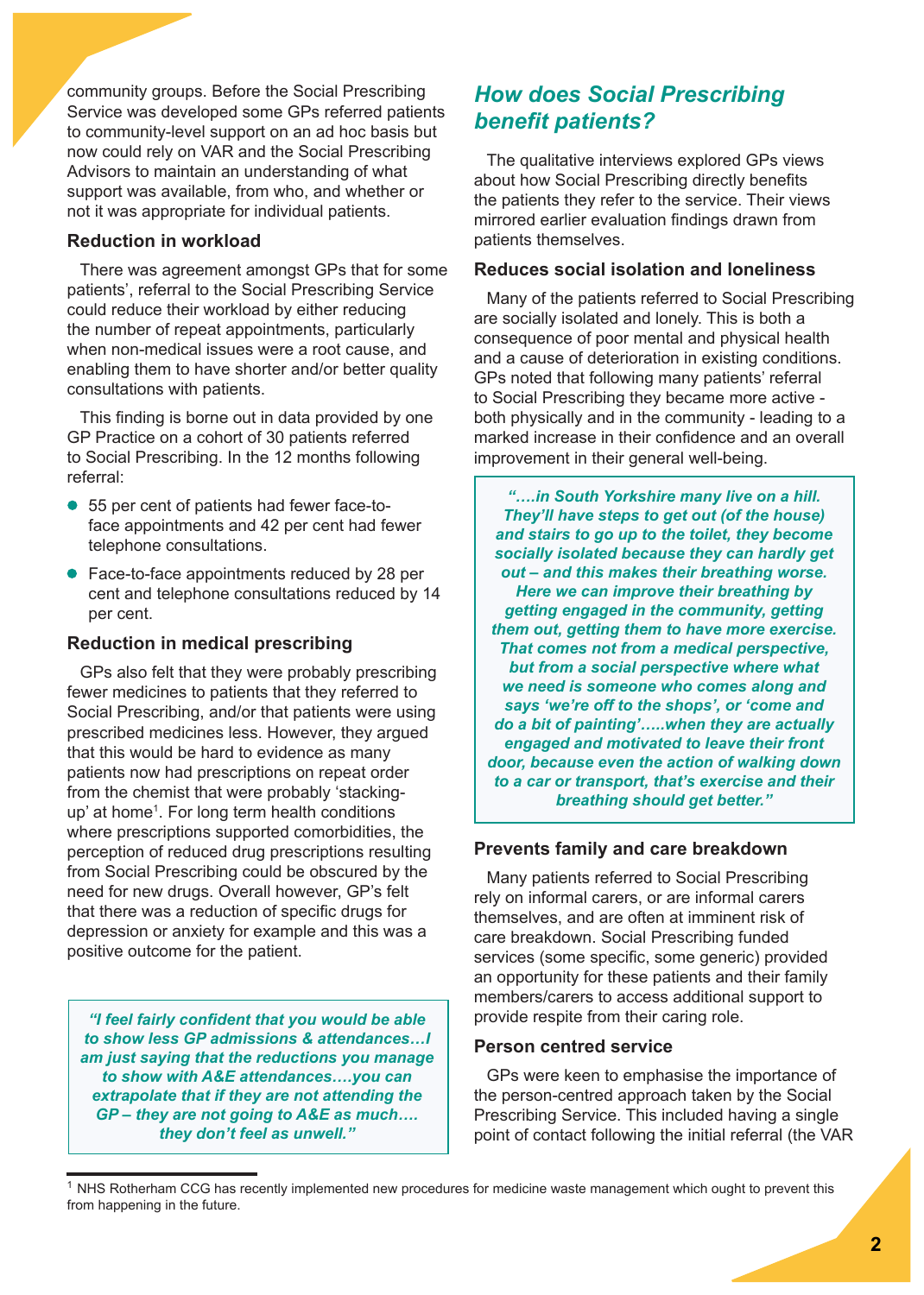community groups. Before the Social Prescribing Service was developed some GPs referred patients to community-level support on an ad hoc basis but now could rely on VAR and the Social Prescribing Advisors to maintain an understanding of what support was available, from who, and whether or not it was appropriate for individual patients.

### Reduction in workload

There was agreement amongst GPs that for some patients', referral to the Social Prescribing Service could reduce their workload by either reducing the number of repeat appointments, particularly when non-medical issues were a root cause, and enabling them to have shorter and/or better quality consultations with patients.

This finding is borne out in data provided by one GP Practice on a cohort of 30 patients referred to Social Prescribing. In the 12 months following referral:

- 55 per cent of patients had fewer face-to-face appointments and 42 per cent had fewer telephone consultations.
- Face-to-face appointments reduced by 28 per cent and telephone consultations reduced by 14 per cent.

### Reduction in medical prescribing

GPs also felt that they were probably prescribing fewer medicines to patients that they referred to Social Prescribing, and/or that patients were using prescribed medicines less. However, they argued that this would be hard to evidence as many patients now had prescriptions on repeat order from the chemist that were probably 'stacking-up' at home[1]. For long term health conditions where prescriptions supported comorbidities, the perception of reduced drug prescriptions resulting from Social Prescribing could be obscured by the need for new drugs. Overall however, GP's felt that there was a reduction of specific drugs for depression or anxiety for example and this was a positive outcome for the patient.

> ***"I feel fairly confident that you would be able to show less GP admissions & attendances…I am just saying that the reductions you manage to show with A&E attendances….you can extrapolate that if they are not attending the GP – they are not going to A&E as much…. they don't feel as unwell."***

## How does Social Prescribing benefit patients?

The qualitative interviews explored GPs views about how Social Prescribing directly benefits the patients they refer to the service. Their views mirrored earlier evaluation findings drawn from patients themselves.

### Reduces social isolation and loneliness

Many of the patients referred to Social Prescribing are socially isolated and lonely. This is both a consequence of poor mental and physical health and a cause of deterioration in existing conditions. GPs noted that following many patients' referral to Social Prescribing they became more active - both physically and in the community - leading to a marked increase in their confidence and an overall improvement in their general well-being.

> ***"….in South Yorkshire many live on a hill. They'll have steps to get out (of the house) and stairs to go up to the toilet, they become socially isolated because they can hardly get out – and this makes their breathing worse. Here we can improve their breathing by getting engaged in the community, getting them out, getting them to have more exercise. That comes not from a medical perspective, but from a social perspective where what we need is someone who comes along and says 'we're off to the shops', or 'come and do a bit of painting'…..when they are actually engaged and motivated to leave their front door, because even the action of walking down to a car or transport, that's exercise and their breathing should get better."***

### Prevents family and care breakdown

Many patients referred to Social Prescribing rely on informal carers, or are informal carers themselves, and are often at imminent risk of care breakdown. Social Prescribing funded services (some specific, some generic) provided an opportunity for these patients and their family members/carers to access additional support to provide respite from their caring role.

### Person centred service

GPs were keen to emphasise the importance of the person-centred approach taken by the Social Prescribing Service. This included having a single point of contact following the initial referral (the VAR

---

[1] NHS Rotherham CCG has recently implemented new procedures for medicine waste management which ought to prevent this from happening in the future.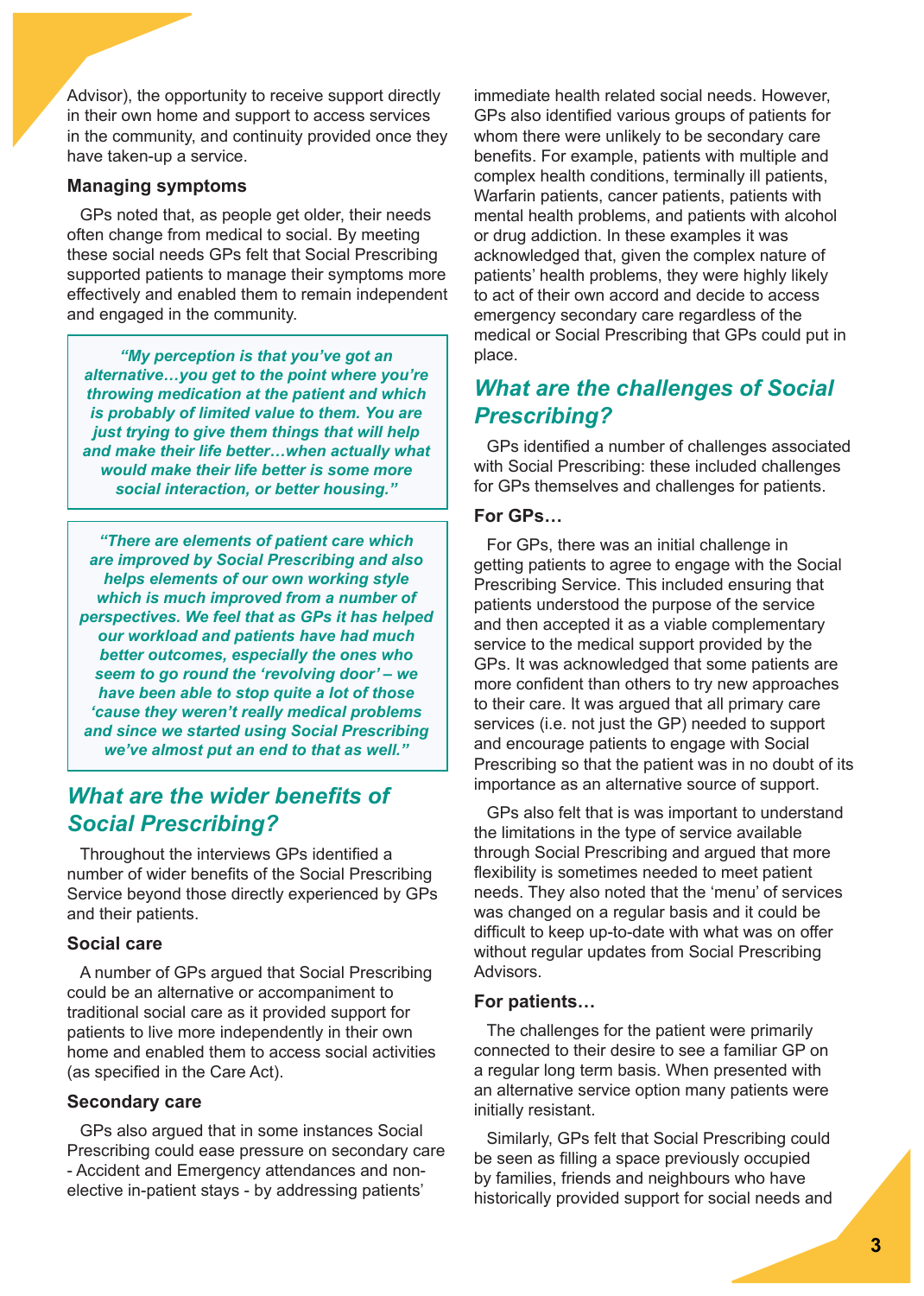Advisor), the opportunity to receive support directly in their own home and support to access services in the community, and continuity provided once they have taken-up a service.

### Managing symptoms

GPs noted that, as people get older, their needs often change from medical to social. By meeting these social needs GPs felt that Social Prescribing supported patients to manage their symptoms more effectively and enabled them to remain independent and engaged in the community.

> ***"My perception is that you've got an alternative…you get to the point where you're throwing medication at the patient and which is probably of limited value to them. You are just trying to give them things that will help and make their life better…when actually what would make their life better is some more social interaction, or better housing."***

> ***"There are elements of patient care which are improved by Social Prescribing and also helps elements of our own working style which is much improved from a number of perspectives. We feel that as GPs it has helped our workload and patients have had much better outcomes, especially the ones who seem to go round the 'revolving door' – we have been able to stop quite a lot of those 'cause they weren't really medical problems and since we started using Social Prescribing we've almost put an end to that as well."***

## *What are the wider benefits of Social Prescribing?*

Throughout the interviews GPs identified a number of wider benefits of the Social Prescribing Service beyond those directly experienced by GPs and their patients.

### Social care

A number of GPs argued that Social Prescribing could be an alternative or accompaniment to traditional social care as it provided support for patients to live more independently in their own home and enabled them to access social activities (as specified in the Care Act).

### Secondary care

GPs also argued that in some instances Social Prescribing could ease pressure on secondary care - Accident and Emergency attendances and non-elective in-patient stays - by addressing patients' immediate health related social needs. However, GPs also identified various groups of patients for whom there were unlikely to be secondary care benefits. For example, patients with multiple and complex health conditions, terminally ill patients, Warfarin patients, cancer patients, patients with mental health problems, and patients with alcohol or drug addiction. In these examples it was acknowledged that, given the complex nature of patients' health problems, they were highly likely to act of their own accord and decide to access emergency secondary care regardless of the medical or Social Prescribing that GPs could put in place.

## *What are the challenges of Social Prescribing?*

GPs identified a number of challenges associated with Social Prescribing: these included challenges for GPs themselves and challenges for patients.

### For GPs…

For GPs, there was an initial challenge in getting patients to agree to engage with the Social Prescribing Service. This included ensuring that patients understood the purpose of the service and then accepted it as a viable complementary service to the medical support provided by the GPs. It was acknowledged that some patients are more confident than others to try new approaches to their care. It was argued that all primary care services (i.e. not just the GP) needed to support and encourage patients to engage with Social Prescribing so that the patient was in no doubt of its importance as an alternative source of support.

GPs also felt that is was important to understand the limitations in the type of service available through Social Prescribing and argued that more flexibility is sometimes needed to meet patient needs. They also noted that the 'menu' of services was changed on a regular basis and it could be difficult to keep up-to-date with what was on offer without regular updates from Social Prescribing Advisors.

### For patients…

The challenges for the patient were primarily connected to their desire to see a familiar GP on a regular long term basis. When presented with an alternative service option many patients were initially resistant.

Similarly, GPs felt that Social Prescribing could be seen as filling a space previously occupied by families, friends and neighbours who have historically provided support for social needs and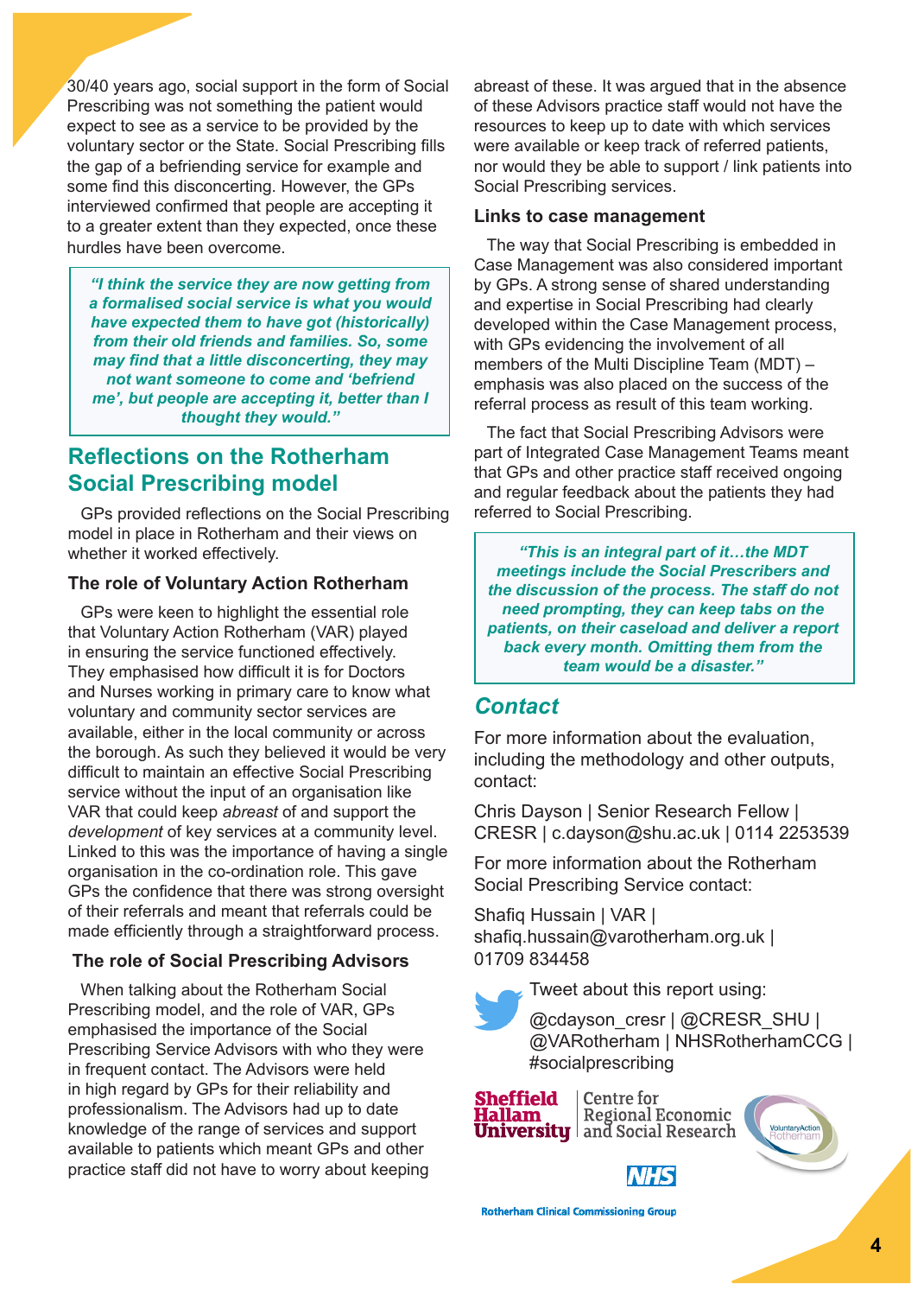30/40 years ago, social support in the form of Social Prescribing was not something the patient would expect to see as a service to be provided by the voluntary sector or the State. Social Prescribing fills the gap of a befriending service for example and some find this disconcerting. However, the GPs interviewed confirmed that people are accepting it to a greater extent than they expected, once these hurdles have been overcome.

> ***"I think the service they are now getting from a formalised social service is what you would have expected them to have got (historically) from their old friends and families. So, some may find that a little disconcerting, they may not want someone to come and 'befriend me', but people are accepting it, better than I thought they would."***

## Reflections on the Rotherham Social Prescribing model

GPs provided reflections on the Social Prescribing model in place in Rotherham and their views on whether it worked effectively.

### The role of Voluntary Action Rotherham

GPs were keen to highlight the essential role that Voluntary Action Rotherham (VAR) played in ensuring the service functioned effectively. They emphasised how difficult it is for Doctors and Nurses working in primary care to know what voluntary and community sector services are available, either in the local community or across the borough. As such they believed it would be very difficult to maintain an effective Social Prescribing service without the input of an organisation like VAR that could keep *abreast* of and support the *development* of key services at a community level. Linked to this was the importance of having a single organisation in the co-ordination role. This gave GPs the confidence that there was strong oversight of their referrals and meant that referrals could be made efficiently through a straightforward process.

### The role of Social Prescribing Advisors

When talking about the Rotherham Social Prescribing model, and the role of VAR, GPs emphasised the importance of the Social Prescribing Service Advisors with who they were in frequent contact. The Advisors were held in high regard by GPs for their reliability and professionalism. The Advisors had up to date knowledge of the range of services and support available to patients which meant GPs and other practice staff did not have to worry about keeping abreast of these. It was argued that in the absence of these Advisors practice staff would not have the resources to keep up to date with which services were available or keep track of referred patients, nor would they be able to support / link patients into Social Prescribing services.

### Links to case management

The way that Social Prescribing is embedded in Case Management was also considered important by GPs. A strong sense of shared understanding and expertise in Social Prescribing had clearly developed within the Case Management process, with GPs evidencing the involvement of all members of the Multi Discipline Team (MDT) – emphasis was also placed on the success of the referral process as result of this team working.

The fact that Social Prescribing Advisors were part of Integrated Case Management Teams meant that GPs and other practice staff received ongoing and regular feedback about the patients they had referred to Social Prescribing.

> ***"This is an integral part of it…the MDT meetings include the Social Prescribers and the discussion of the process. The staff do not need prompting, they can keep tabs on the patients, on their caseload and deliver a report back every month. Omitting them from the team would be a disaster."***

## *Contact*

For more information about the evaluation, including the methodology and other outputs, contact:

Chris Dayson | Senior Research Fellow | CRESR | c.dayson@shu.ac.uk | 0114 2253539

For more information about the Rotherham Social Prescribing Service contact:

Shafiq Hussain | VAR | shafiq.hussain@varotherham.org.uk | 01709 834458

Tweet about this report using:

@cdayson_cresr | @CRESR_SHU | @VARotherham | NHSRotherhamCCG | #socialprescribing

Sheffield Hallam University | Centre for Regional Economic and Social Research

VoluntaryAction Rotherham

NHS

Rotherham Clinical Commissioning Group